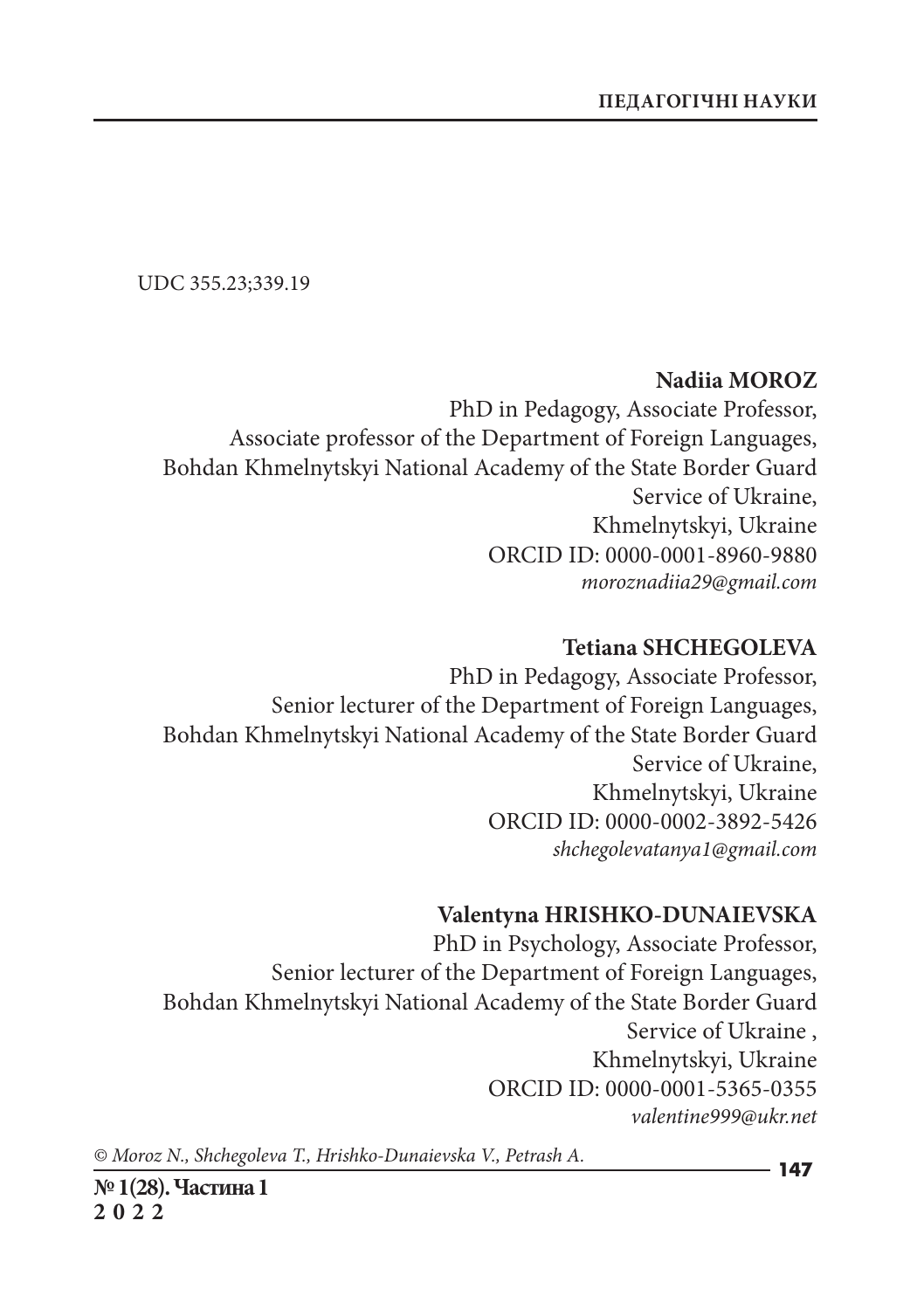UDC 355.23;339.19

**Nadiia MOROZ**
PhD in Pedagogy, Associate Professor,
Associate professor of the Department of Foreign Languages,
Bohdan Khmelnytskyi National Academy of the State Border Guard Service of Ukraine,
Khmelnytskyi, Ukraine
ORCID ID: 0000-0001-8960-9880
*moroznadiia29@gmail.com*

**Tetiana SHCHEGOLEVA**
PhD in Pedagogy, Associate Professor,
Senior lecturer of the Department of Foreign Languages,
Bohdan Khmelnytskyi National Academy of the State Border Guard Service of Ukraine,
Khmelnytskyi, Ukraine
ORCID ID: 0000-0002-3892-5426
*shchegolevatanya1@gmail.com*

**Valentyna HRISHKO-DUNAIEVSKA**
PhD in Psychology, Associate Professor,
Senior lecturer of the Department of Foreign Languages,
Bohdan Khmelnytskyi National Academy of the State Border Guard Service of Ukraine ,
Khmelnytskyi, Ukraine
ORCID ID: 0000-0001-5365-0355
*valentine999@ukr.net*

*© Moroz N., Shchegoleva T., Hrishko-Dunaievska V., Petrash A.*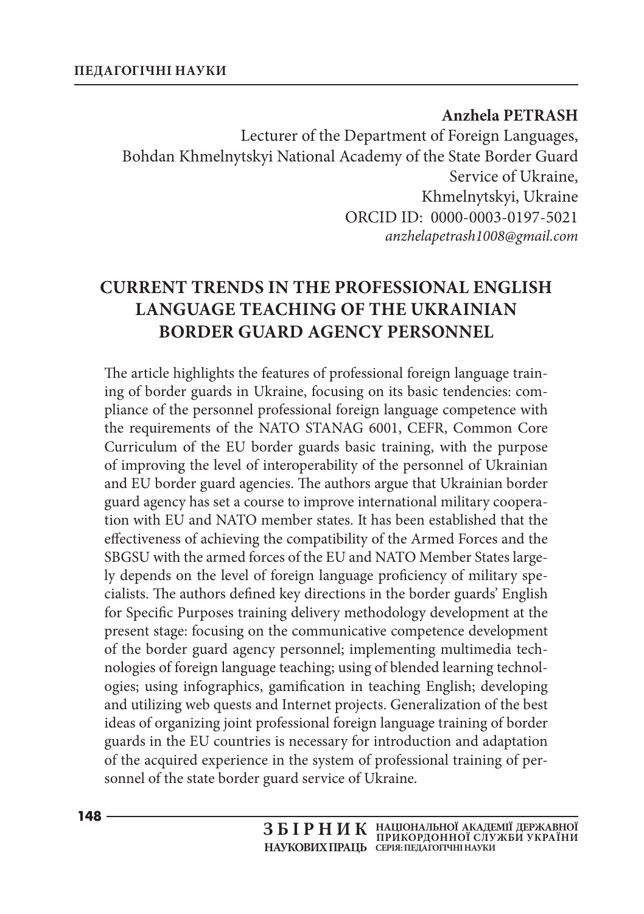**Anzhela PETRASH**

Lecturer of the Department of Foreign Languages,
Bohdan Khmelnytskyi National Academy of the State Border Guard Service of Ukraine,
Khmelnytskyi, Ukraine
ORCID ID: 0000-0003-0197-5021
*anzhelapetrash1008@gmail.com*

# CURRENT TRENDS IN THE PROFESSIONAL ENGLISH LANGUAGE TEACHING OF THE UKRAINIAN BORDER GUARD AGENCY PERSONNEL

The article highlights the features of professional foreign language training of border guards in Ukraine, focusing on its basic tendencies: compliance of the personnel professional foreign language competence with the requirements of the NATO STANAG 6001, CEFR, Common Core Curriculum of the EU border guards basic training, with the purpose of improving the level of interoperability of the personnel of Ukrainian and EU border guard agencies. The authors argue that Ukrainian border guard agency has set a course to improve international military cooperation with EU and NATO member states. It has been established that the effectiveness of achieving the compatibility of the Armed Forces and the SBGSU with the armed forces of the EU and NATO Member States largely depends on the level of foreign language proficiency of military specialists. The authors defined key directions in the border guards' English for Specific Purposes training delivery methodology development at the present stage: focusing on the communicative competence development of the border guard agency personnel; implementing multimedia technologies of foreign language teaching; using of blended learning technologies; using infographics, gamification in teaching English; developing and utilizing web quests and Internet projects. Generalization of the best ideas of organizing joint professional foreign language training of border guards in the EU countries is necessary for introduction and adaptation of the acquired experience in the system of professional training of personnel of the state border guard service of Ukraine.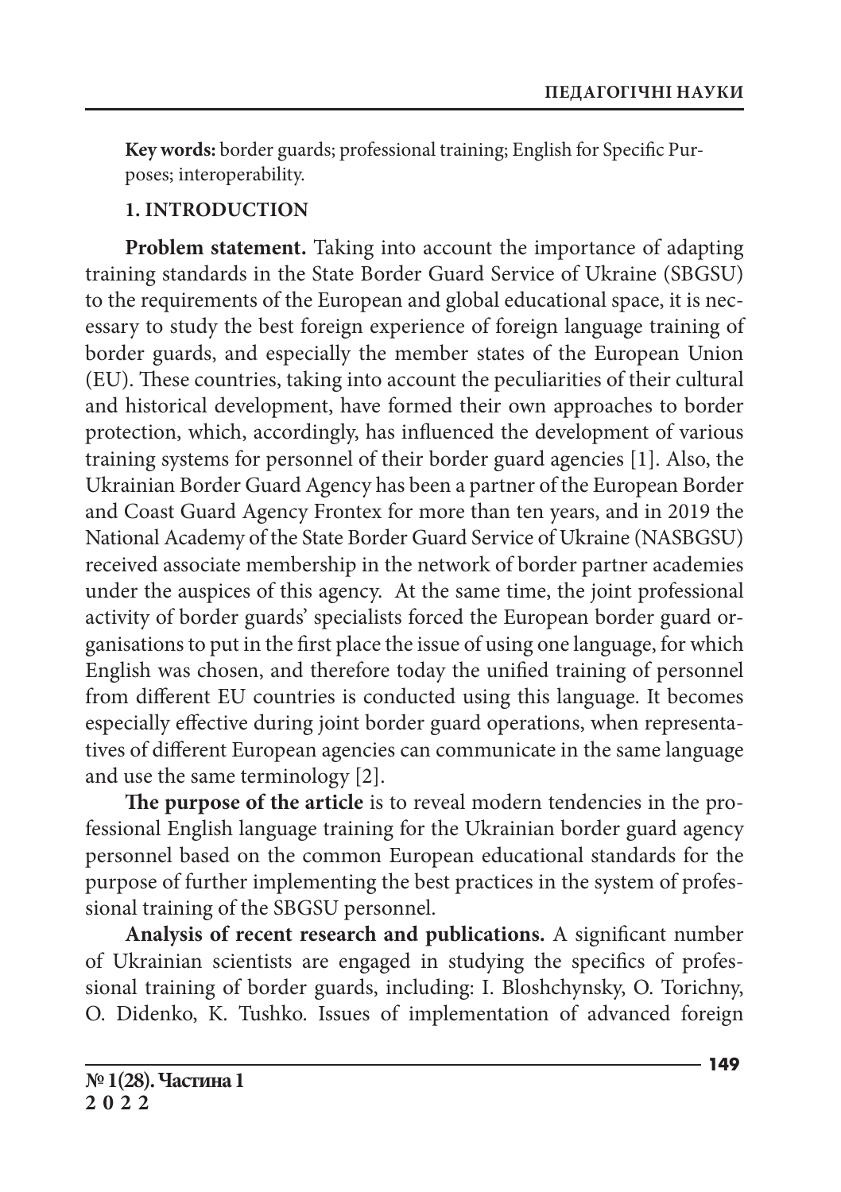**Key words:** border guards; professional training; English for Specific Purposes; interoperability.

## 1. INTRODUCTION

**Problem statement.** Taking into account the importance of adapting training standards in the State Border Guard Service of Ukraine (SBGSU) to the requirements of the European and global educational space, it is necessary to study the best foreign experience of foreign language training of border guards, and especially the member states of the European Union (EU). These countries, taking into account the peculiarities of their cultural and historical development, have formed their own approaches to border protection, which, accordingly, has influenced the development of various training systems for personnel of their border guard agencies [1]. Also, the Ukrainian Border Guard Agency has been a partner of the European Border and Coast Guard Agency Frontex for more than ten years, and in 2019 the National Academy of the State Border Guard Service of Ukraine (NASBGSU) received associate membership in the network of border partner academies under the auspices of this agency. At the same time, the joint professional activity of border guards' specialists forced the European border guard organisations to put in the first place the issue of using one language, for which English was chosen, and therefore today the unified training of personnel from different EU countries is conducted using this language. It becomes especially effective during joint border guard operations, when representatives of different European agencies can communicate in the same language and use the same terminology [2].

**The purpose of the article** is to reveal modern tendencies in the professional English language training for the Ukrainian border guard agency personnel based on the common European educational standards for the purpose of further implementing the best practices in the system of professional training of the SBGSU personnel.

**Analysis of recent research and publications.** A significant number of Ukrainian scientists are engaged in studying the specifics of professional training of border guards, including: I. Bloshchynsky, O. Torichny, O. Didenko, K. Tushko. Issues of implementation of advanced foreign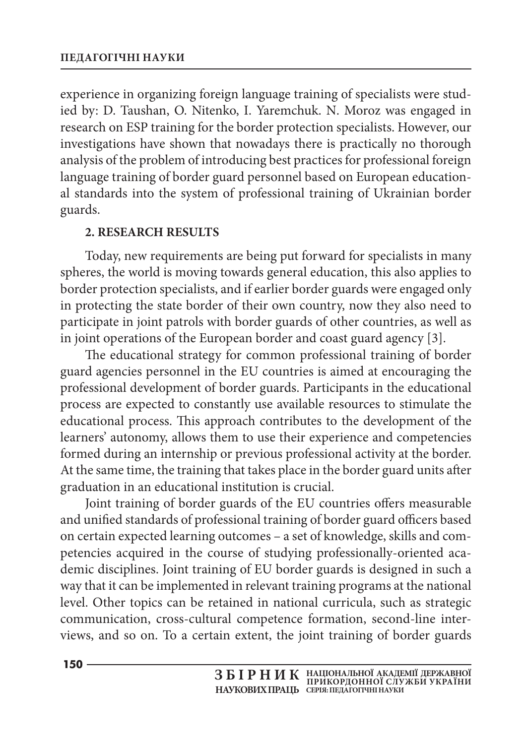experience in organizing foreign language training of specialists were studied by: D. Taushan, O. Nitenko, I. Yaremchuk. N. Moroz was engaged in research on ESP training for the border protection specialists. However, our investigations have shown that nowadays there is practically no thorough analysis of the problem of introducing best practices for professional foreign language training of border guard personnel based on European educational standards into the system of professional training of Ukrainian border guards.

## 2. RESEARCH RESULTS

Today, new requirements are being put forward for specialists in many spheres, the world is moving towards general education, this also applies to border protection specialists, and if earlier border guards were engaged only in protecting the state border of their own country, now they also need to participate in joint patrols with border guards of other countries, as well as in joint operations of the European border and coast guard agency [3].

The educational strategy for common professional training of border guard agencies personnel in the EU countries is aimed at encouraging the professional development of border guards. Participants in the educational process are expected to constantly use available resources to stimulate the educational process. This approach contributes to the development of the learners' autonomy, allows them to use their experience and competencies formed during an internship or previous professional activity at the border. At the same time, the training that takes place in the border guard units after graduation in an educational institution is crucial.

Joint training of border guards of the EU countries offers measurable and unified standards of professional training of border guard officers based on certain expected learning outcomes – a set of knowledge, skills and competencies acquired in the course of studying professionally-oriented academic disciplines. Joint training of EU border guards is designed in such a way that it can be implemented in relevant training programs at the national level. Other topics can be retained in national curricula, such as strategic communication, cross-cultural competence formation, second-line interviews, and so on. To a certain extent, the joint training of border guards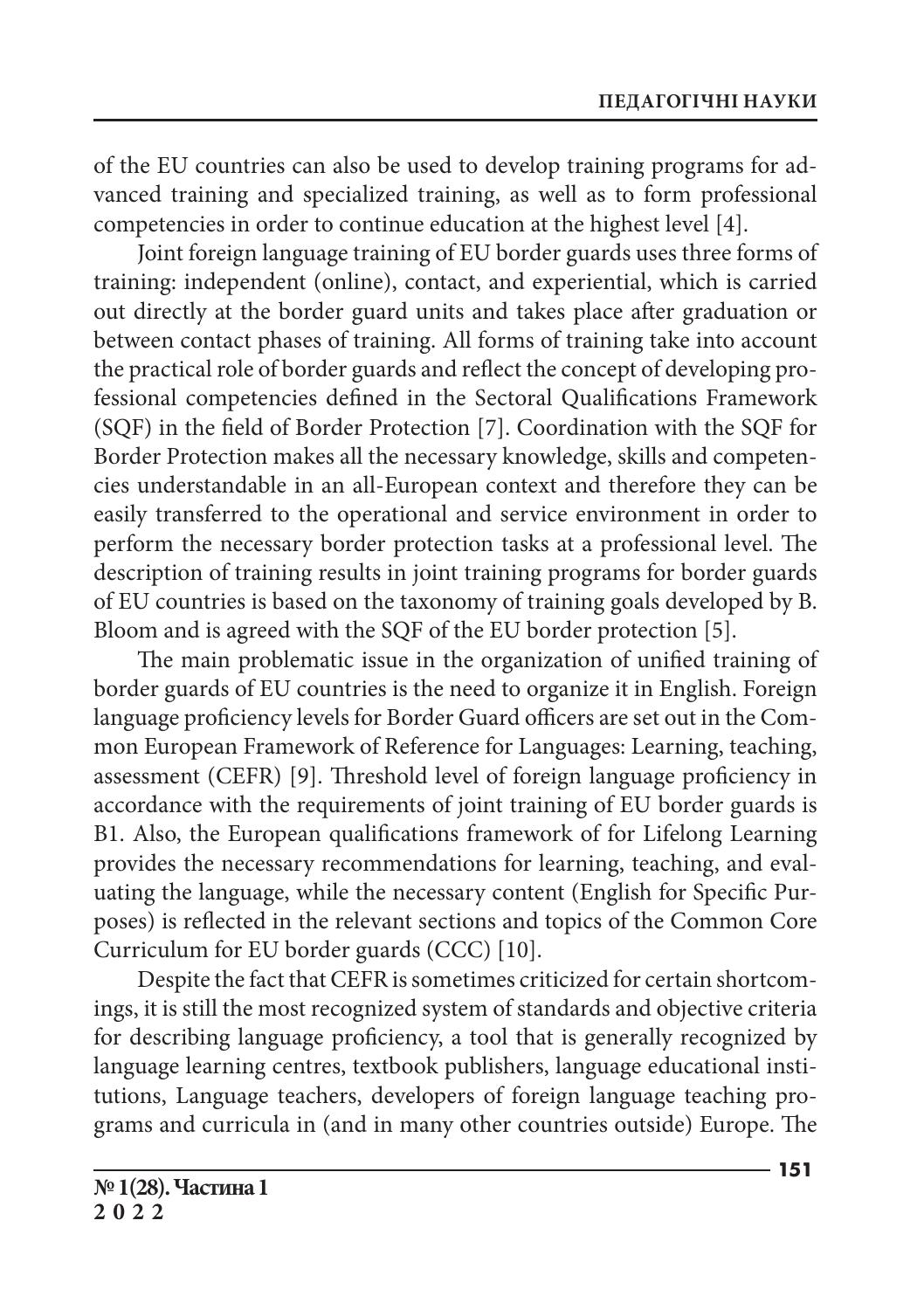of the EU countries can also be used to develop training programs for advanced training and specialized training, as well as to form professional competencies in order to continue education at the highest level [4].

Joint foreign language training of EU border guards uses three forms of training: independent (online), contact, and experiential, which is carried out directly at the border guard units and takes place after graduation or between contact phases of training. All forms of training take into account the practical role of border guards and reflect the concept of developing professional competencies defined in the Sectoral Qualifications Framework (SQF) in the field of Border Protection [7]. Coordination with the SQF for Border Protection makes all the necessary knowledge, skills and competencies understandable in an all-European context and therefore they can be easily transferred to the operational and service environment in order to perform the necessary border protection tasks at a professional level. The description of training results in joint training programs for border guards of EU countries is based on the taxonomy of training goals developed by B. Bloom and is agreed with the SQF of the EU border protection [5].

The main problematic issue in the organization of unified training of border guards of EU countries is the need to organize it in English. Foreign language proficiency levels for Border Guard officers are set out in the Common European Framework of Reference for Languages: Learning, teaching, assessment (CEFR) [9]. Threshold level of foreign language proficiency in accordance with the requirements of joint training of EU border guards is B1. Also, the European qualifications framework of for Lifelong Learning provides the necessary recommendations for learning, teaching, and evaluating the language, while the necessary content (English for Specific Purposes) is reflected in the relevant sections and topics of the Common Core Curriculum for EU border guards (CCC) [10].

Despite the fact that CEFR is sometimes criticized for certain shortcomings, it is still the most recognized system of standards and objective criteria for describing language proficiency, a tool that is generally recognized by language learning centres, textbook publishers, language educational institutions, Language teachers, developers of foreign language teaching programs and curricula in (and in many other countries outside) Europe. The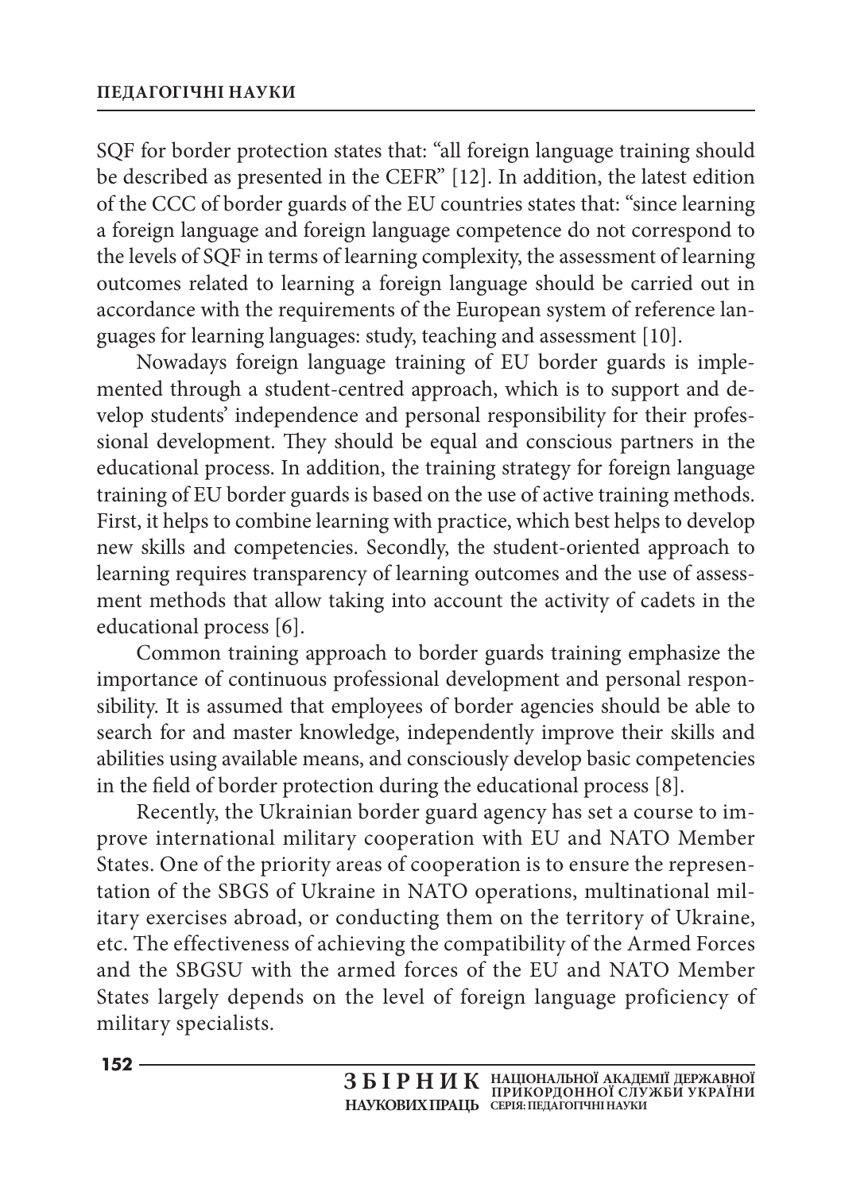SQF for border protection states that: "all foreign language training should be described as presented in the CEFR" [12]. In addition, the latest edition of the CCC of border guards of the EU countries states that: "since learning a foreign language and foreign language competence do not correspond to the levels of SQF in terms of learning complexity, the assessment of learning outcomes related to learning a foreign language should be carried out in accordance with the requirements of the European system of reference languages for learning languages: study, teaching and assessment [10].

Nowadays foreign language training of EU border guards is implemented through a student-centred approach, which is to support and develop students' independence and personal responsibility for their professional development. They should be equal and conscious partners in the educational process. In addition, the training strategy for foreign language training of EU border guards is based on the use of active training methods. First, it helps to combine learning with practice, which best helps to develop new skills and competencies. Secondly, the student-oriented approach to learning requires transparency of learning outcomes and the use of assessment methods that allow taking into account the activity of cadets in the educational process [6].

Common training approach to border guards training emphasize the importance of continuous professional development and personal responsibility. It is assumed that employees of border agencies should be able to search for and master knowledge, independently improve their skills and abilities using available means, and consciously develop basic competencies in the field of border protection during the educational process [8].

Recently, the Ukrainian border guard agency has set a course to improve international military cooperation with EU and NATO Member States. One of the priority areas of cooperation is to ensure the representation of the SBGS of Ukraine in NATO operations, multinational military exercises abroad, or conducting them on the territory of Ukraine, etc. The effectiveness of achieving the compatibility of the Armed Forces and the SBGSU with the armed forces of the EU and NATO Member States largely depends on the level of foreign language proficiency of military specialists.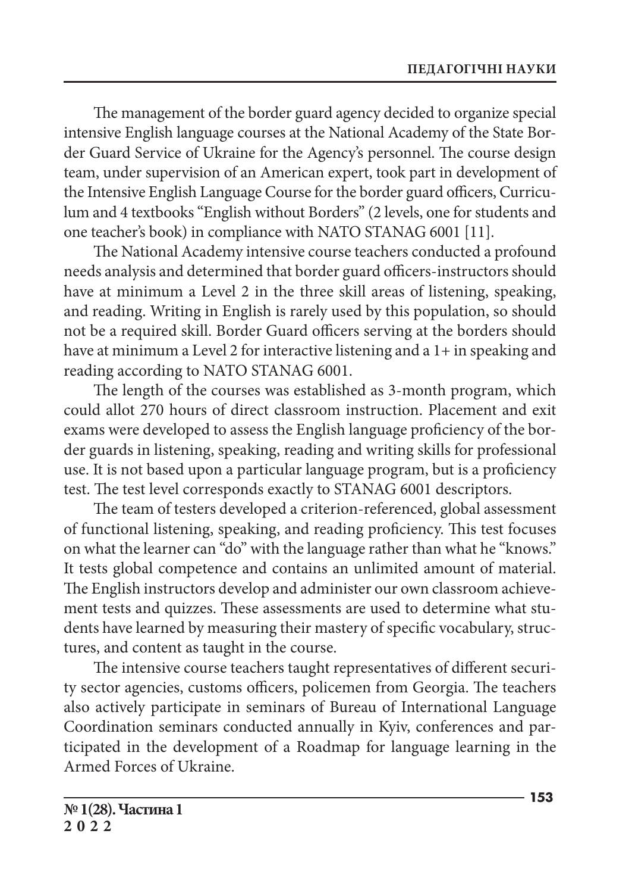The management of the border guard agency decided to organize special intensive English language courses at the National Academy of the State Border Guard Service of Ukraine for the Agency's personnel. The course design team, under supervision of an American expert, took part in development of the Intensive English Language Course for the border guard officers, Curriculum and 4 textbooks "English without Borders" (2 levels, one for students and one teacher's book) in compliance with NATO STANAG 6001 [11].

The National Academy intensive course teachers conducted a profound needs analysis and determined that border guard officers-instructors should have at minimum a Level 2 in the three skill areas of listening, speaking, and reading. Writing in English is rarely used by this population, so should not be a required skill. Border Guard officers serving at the borders should have at minimum a Level 2 for interactive listening and a 1+ in speaking and reading according to NATO STANAG 6001.

The length of the courses was established as 3-month program, which could allot 270 hours of direct classroom instruction. Placement and exit exams were developed to assess the English language proficiency of the border guards in listening, speaking, reading and writing skills for professional use. It is not based upon a particular language program, but is a proficiency test. The test level corresponds exactly to STANAG 6001 descriptors.

The team of testers developed a criterion-referenced, global assessment of functional listening, speaking, and reading proficiency. This test focuses on what the learner can "do" with the language rather than what he "knows." It tests global competence and contains an unlimited amount of material. The English instructors develop and administer our own classroom achievement tests and quizzes. These assessments are used to determine what students have learned by measuring their mastery of specific vocabulary, structures, and content as taught in the course.

The intensive course teachers taught representatives of different security sector agencies, customs officers, policemen from Georgia. The teachers also actively participate in seminars of Bureau of International Language Coordination seminars conducted annually in Kyiv, conferences and participated in the development of a Roadmap for language learning in the Armed Forces of Ukraine.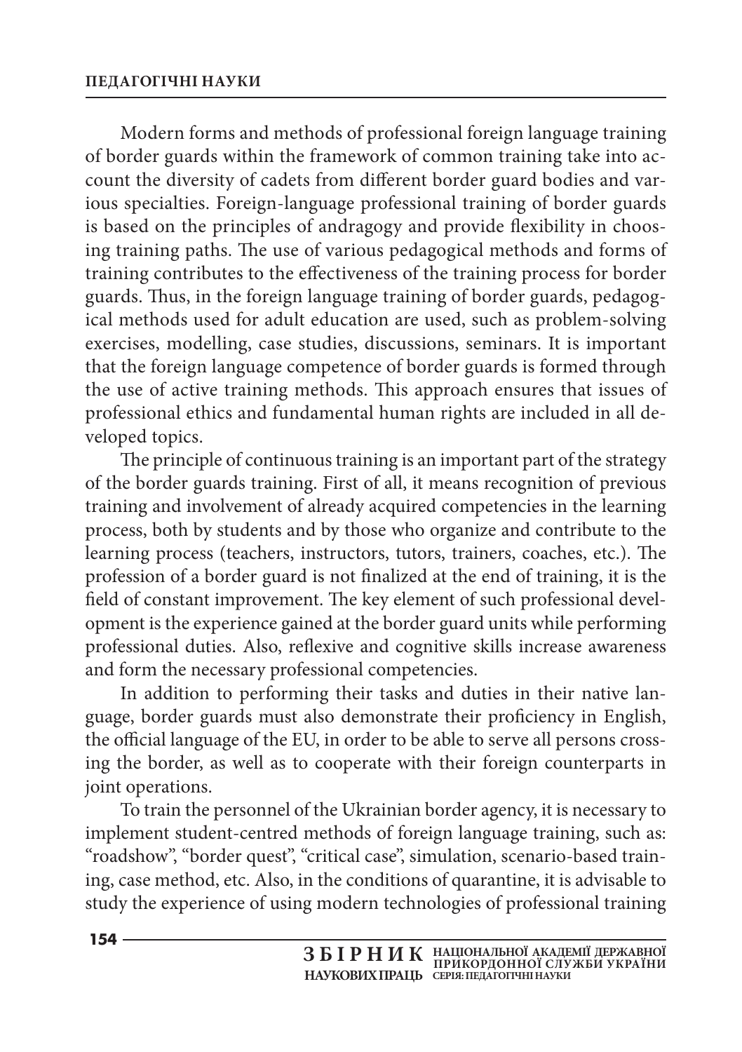Modern forms and methods of professional foreign language training of border guards within the framework of common training take into account the diversity of cadets from different border guard bodies and various specialties. Foreign-language professional training of border guards is based on the principles of andragogy and provide flexibility in choosing training paths. The use of various pedagogical methods and forms of training contributes to the effectiveness of the training process for border guards. Thus, in the foreign language training of border guards, pedagogical methods used for adult education are used, such as problem-solving exercises, modelling, case studies, discussions, seminars. It is important that the foreign language competence of border guards is formed through the use of active training methods. This approach ensures that issues of professional ethics and fundamental human rights are included in all developed topics.

The principle of continuous training is an important part of the strategy of the border guards training. First of all, it means recognition of previous training and involvement of already acquired competencies in the learning process, both by students and by those who organize and contribute to the learning process (teachers, instructors, tutors, trainers, coaches, etc.). The profession of a border guard is not finalized at the end of training, it is the field of constant improvement. The key element of such professional development is the experience gained at the border guard units while performing professional duties. Also, reflexive and cognitive skills increase awareness and form the necessary professional competencies.

In addition to performing their tasks and duties in their native language, border guards must also demonstrate their proficiency in English, the official language of the EU, in order to be able to serve all persons crossing the border, as well as to cooperate with their foreign counterparts in joint operations.

To train the personnel of the Ukrainian border agency, it is necessary to implement student-centred methods of foreign language training, such as: "roadshow", "border quest", "critical case", simulation, scenario-based training, case method, etc. Also, in the conditions of quarantine, it is advisable to study the experience of using modern technologies of professional training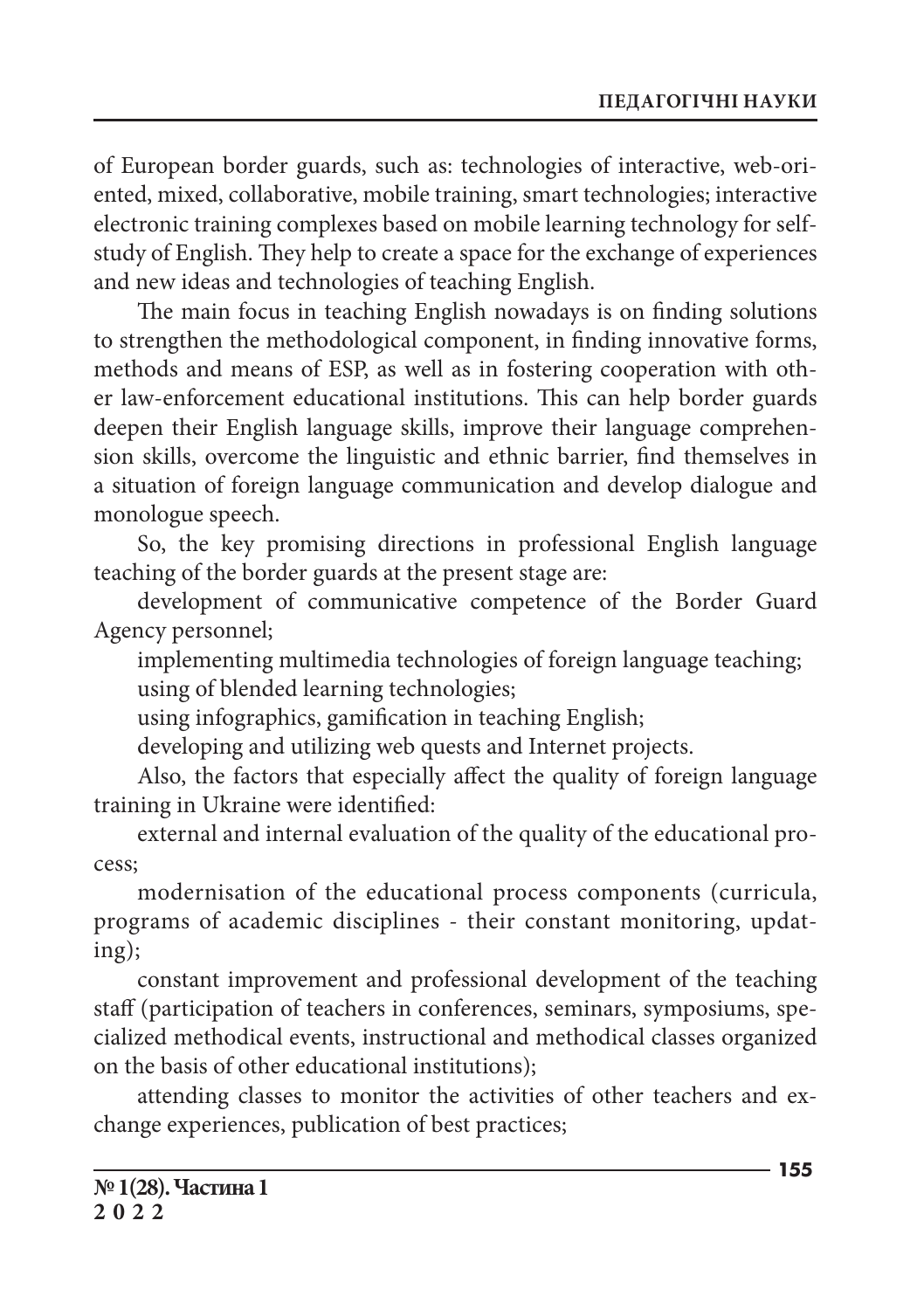of European border guards, such as: technologies of interactive, web-oriented, mixed, collaborative, mobile training, smart technologies; interactive electronic training complexes based on mobile learning technology for self-study of English. They help to create a space for the exchange of experiences and new ideas and technologies of teaching English.

The main focus in teaching English nowadays is on finding solutions to strengthen the methodological component, in finding innovative forms, methods and means of ESP, as well as in fostering cooperation with other law-enforcement educational institutions. This can help border guards deepen their English language skills, improve their language comprehension skills, overcome the linguistic and ethnic barrier, find themselves in a situation of foreign language communication and develop dialogue and monologue speech.

So, the key promising directions in professional English language teaching of the border guards at the present stage are:

development of communicative competence of the Border Guard Agency personnel;

implementing multimedia technologies of foreign language teaching;

using of blended learning technologies;

using infographics, gamification in teaching English;

developing and utilizing web quests and Internet projects.

Also, the factors that especially affect the quality of foreign language training in Ukraine were identified:

external and internal evaluation of the quality of the educational process;

modernisation of the educational process components (curricula, programs of academic disciplines - their constant monitoring, updating);

constant improvement and professional development of the teaching staff (participation of teachers in conferences, seminars, symposiums, specialized methodical events, instructional and methodical classes organized on the basis of other educational institutions);

attending classes to monitor the activities of other teachers and exchange experiences, publication of best practices;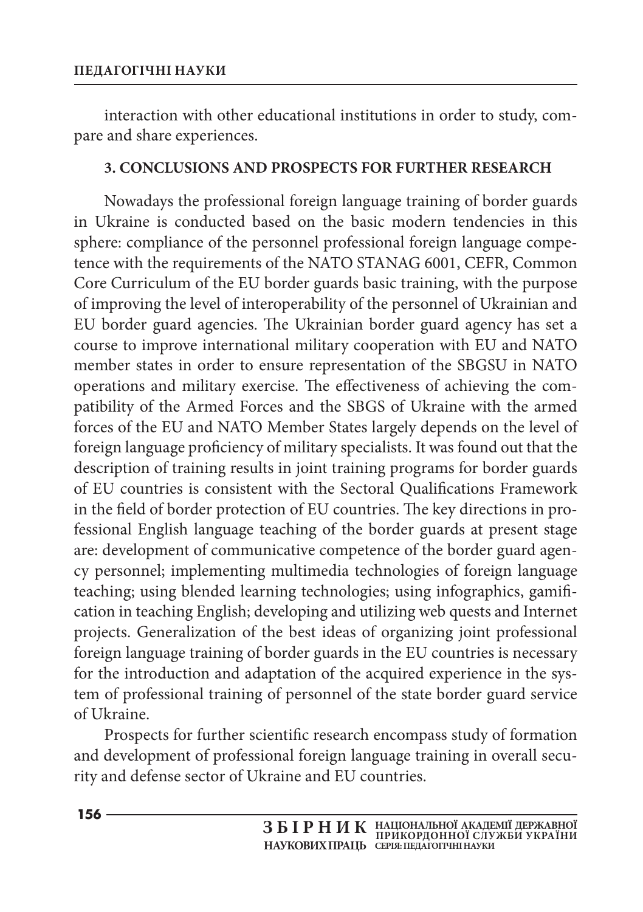interaction with other educational institutions in order to study, compare and share experiences.

## 3. CONCLUSIONS AND PROSPECTS FOR FURTHER RESEARCH

Nowadays the professional foreign language training of border guards in Ukraine is conducted based on the basic modern tendencies in this sphere: compliance of the personnel professional foreign language competence with the requirements of the NATO STANAG 6001, CEFR, Common Core Curriculum of the EU border guards basic training, with the purpose of improving the level of interoperability of the personnel of Ukrainian and EU border guard agencies. The Ukrainian border guard agency has set a course to improve international military cooperation with EU and NATO member states in order to ensure representation of the SBGSU in NATO operations and military exercise. The effectiveness of achieving the compatibility of the Armed Forces and the SBGS of Ukraine with the armed forces of the EU and NATO Member States largely depends on the level of foreign language proficiency of military specialists. It was found out that the description of training results in joint training programs for border guards of EU countries is consistent with the Sectoral Qualifications Framework in the field of border protection of EU countries. The key directions in professional English language teaching of the border guards at present stage are: development of communicative competence of the border guard agency personnel; implementing multimedia technologies of foreign language teaching; using blended learning technologies; using infographics, gamification in teaching English; developing and utilizing web quests and Internet projects. Generalization of the best ideas of organizing joint professional foreign language training of border guards in the EU countries is necessary for the introduction and adaptation of the acquired experience in the system of professional training of personnel of the state border guard service of Ukraine.

Prospects for further scientific research encompass study of formation and development of professional foreign language training in overall security and defense sector of Ukraine and EU countries.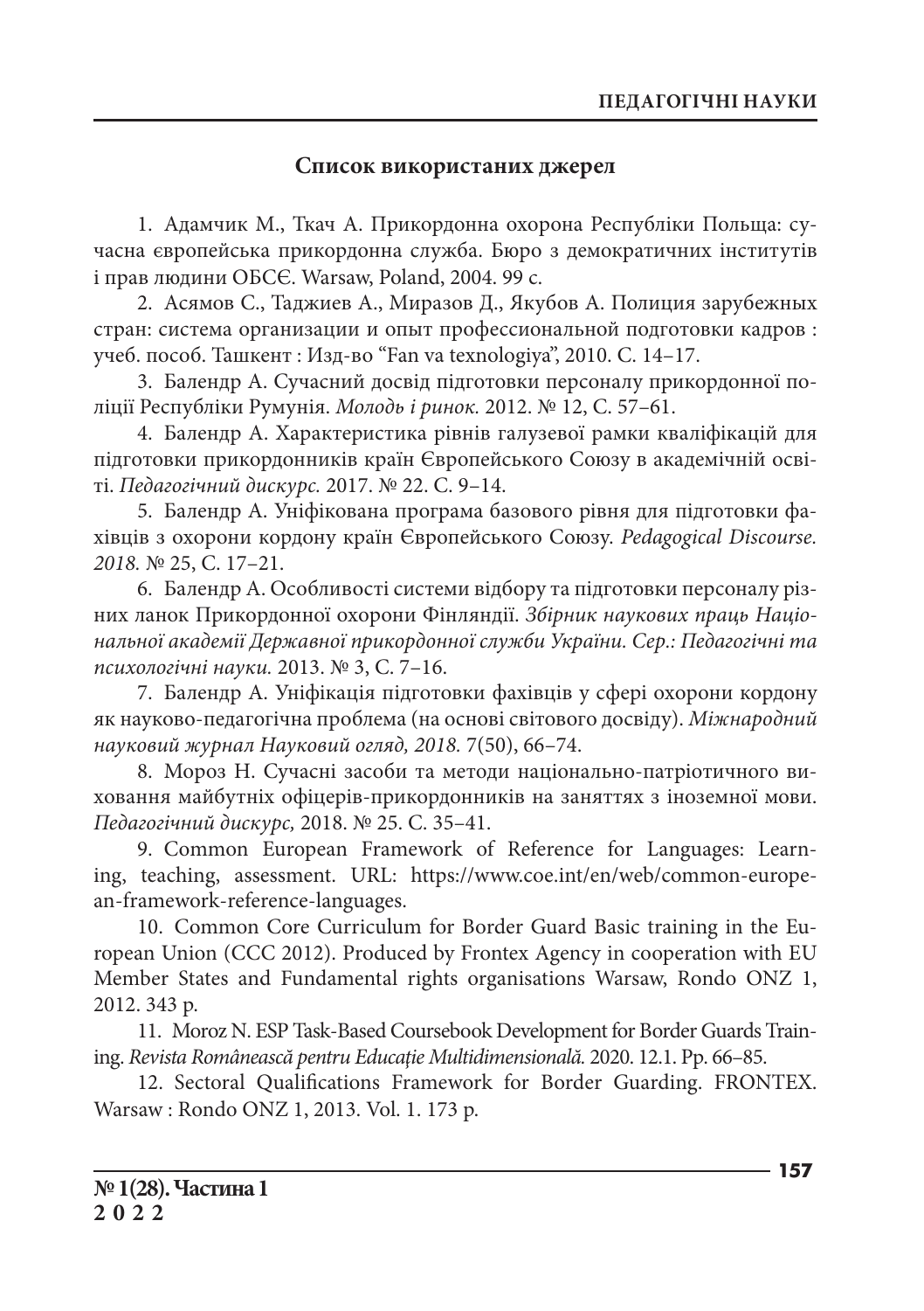## Список використаних джерел

1. Адамчик М., Ткач А. Прикордонна охорона Республіки Польща: сучасна європейська прикордонна служба. Бюро з демократичних інститутів і прав людини ОБСЄ. Warsaw, Poland, 2004. 99 с.

2. Асямов С., Таджиев А., Миразов Д., Якубов А. Полиция зарубежных стран: система организации и опыт профессиональной подготовки кадров : учеб. пособ. Ташкент : Изд-во "Fan va texnologiya", 2010. С. 14–17.

3. Балендр А. Сучасний досвід підготовки персоналу прикордонної поліції Республіки Румунія. *Молодь і ринок.* 2012. № 12, С. 57–61.

4. Балендр А. Характеристика рівнів галузевої рамки кваліфікацій для підготовки прикордонників країн Європейського Союзу в академічній освіті. *Педагогічний дискурс.* 2017. № 22. С. 9–14.

5. Балендр А. Уніфікована програма базового рівня для підготовки фахівців з охорони кордону країн Європейського Союзу. *Pedagogical Discourse. 2018.* № 25, С. 17–21.

6. Балендр А. Особливості системи відбору та підготовки персоналу різних ланок Прикордонної охорони Фінляндії. *Збірник наукових праць Національної академії Державної прикордонної служби України. Сер.: Педагогічні та психологічні науки.* 2013. № 3, С. 7–16.

7. Балендр А. Уніфікація підготовки фахівців у сфері охорони кордону як науково-педагогічна проблема (на основі світового досвіду). *Міжнародний науковий журнал Науковий огляд, 2018.* 7(50), 66–74.

8. Мороз Н. Сучасні засоби та методи національно-патріотичного виховання майбутніх офіцерів-прикордонників на заняттях з іноземної мови. *Педагогічний дискурс,* 2018. № 25. С. 35–41.

9. Common European Framework of Reference for Languages: Learning, teaching, assessment. URL: https://www.coe.int/en/web/common-european-framework-reference-languages.

10. Common Core Curriculum for Border Guard Basic training in the European Union (CCC 2012). Produced by Frontex Agency in cooperation with EU Member States and Fundamental rights organisations Warsaw, Rondo ONZ 1, 2012. 343 p.

11. Moroz N. ESP Task-Based Coursebook Development for Border Guards Training. *Revista Românească pentru Educaţie Multidimensională.* 2020. 12.1. Pp. 66–85.

12. Sectoral Qualifications Framework for Border Guarding. FRONTEX. Warsaw : Rondo ONZ 1, 2013. Vol. 1. 173 p.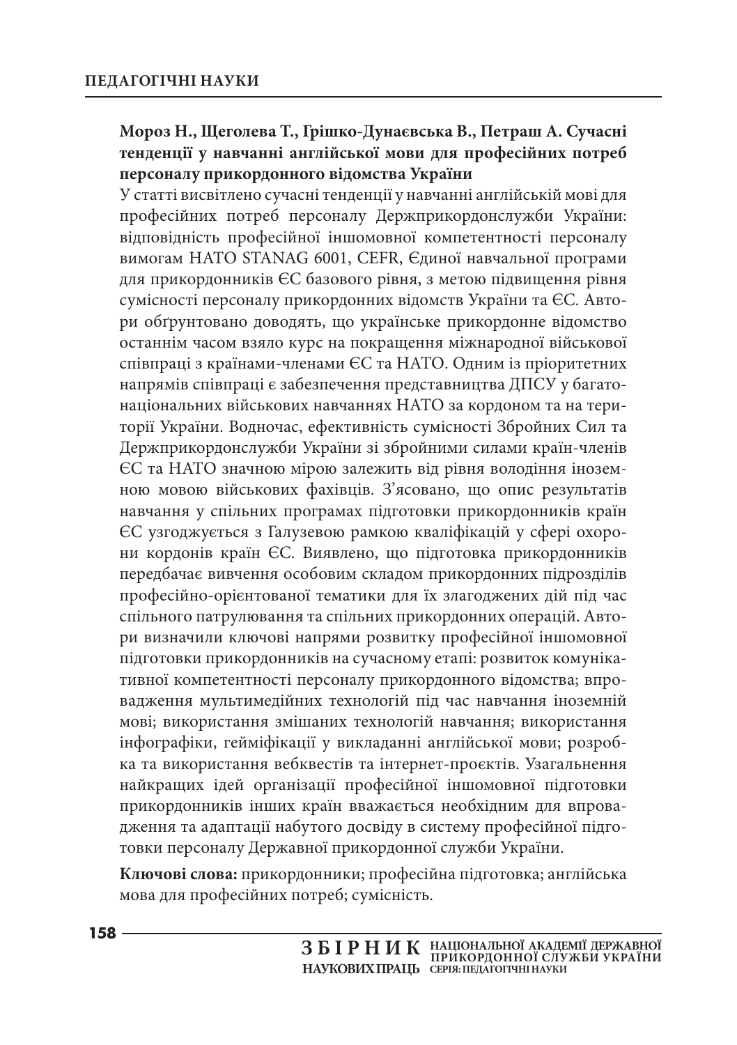**Мороз Н., Щеголева Т., Грішко-Дунаєвська В., Петраш А. Сучасні тенденції у навчанні англійської мови для професійних потреб персоналу прикордонного відомства України**

У статті висвітлено сучасні тенденції у навчанні англійській мові для професійних потреб персоналу Держприкордонслужби України: відповідність професійної іншомовної компетентності персоналу вимогам НАТО STANAG 6001, CEFR, Єдиної навчальної програми для прикордонників ЄС базового рівня, з метою підвищення рівня сумісності персоналу прикордонних відомств України та ЄС. Автори обґрунтовано доводять, що українське прикордонне відомство останнім часом взяло курс на покращення міжнародної військової співпраці з країнами-членами ЄС та НАТО. Одним із пріоритетних напрямів співпраці є забезпечення представництва ДПСУ у багатонаціональних військових навчаннях НАТО за кордоном та на території України. Водночас, ефективність сумісності Збройних Сил та Держприкордонслужби України зі збройними силами країн-членів ЄС та НАТО значною мірою залежить від рівня володіння іноземною мовою військових фахівців. З'ясовано, що опис результатів навчання у спільних програмах підготовки прикордонників країн ЄС узгоджується з Галузевою рамкою кваліфікацій у сфері охорони кордонів країн ЄС. Виявлено, що підготовка прикордонників передбачає вивчення особовим складом прикордонних підрозділів професійно-орієнтованої тематики для їх злагоджених дій під час спільного патрулювання та спільних прикордонних операцій. Автори визначили ключові напрями розвитку професійної іншомовної підготовки прикордонників на сучасному етапі: розвиток комунікативної компетентності персоналу прикордонного відомства; впровадження мультимедійних технологій під час навчання іноземній мові; використання змішаних технологій навчання; використання інфографіки, гейміфікації у викладанні англійської мови; розробка та використання вебквестів та інтернет-проєктів. Узагальнення найкращих ідей організації професійної іншомовної підготовки прикордонників інших країн вважається необхідним для впровадження та адаптації набутого досвіду в систему професійної підготовки персоналу Державної прикордонної служби України.

**Ключові слова:** прикордонники; професійна підготовка; англійська мова для професійних потреб; сумісність.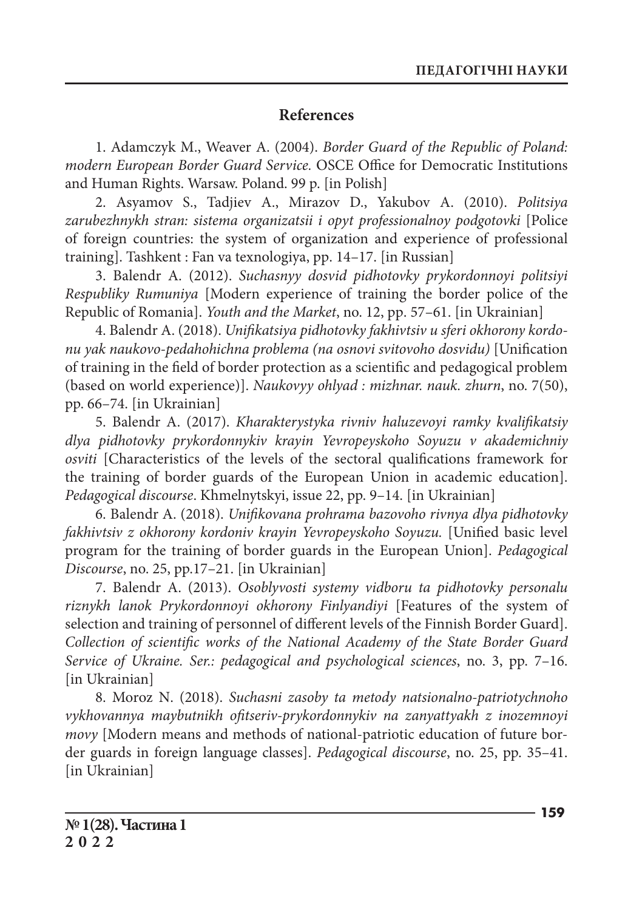## References

1. Adamczyk M., Weaver A. (2004). *Border Guard of the Republic of Poland: modern European Border Guard Service.* OSCE Office for Democratic Institutions and Human Rights. Warsaw. Poland. 99 p. [in Polish]

2. Asyamov S., Tadjiev A., Mirazov D., Yakubov A. (2010). *Politsiya zarubezhnykh stran: sistema organizatsii i opyt professionalnoy podgotovki* [Police of foreign countries: the system of organization and experience of professional training]. Tashkent : Fan va texnologiya, pp. 14–17. [in Russian]

3. Balendr A. (2012). *Suchasnyy dosvid pidhotovky prykordonnoyi politsiyi Respubliky Rumuniya* [Modern experience of training the border police of the Republic of Romania]. *Youth and the Market*, no. 12, pp. 57–61. [in Ukrainian]

4. Balendr A. (2018). *Unifikatsiya pidhotovky fakhivtsiv u sferi okhorony kordonu yak naukovo-pedahohichna problema (na osnovi svitovoho dosvidu)* [Unification of training in the field of border protection as a scientific and pedagogical problem (based on world experience)]. *Naukovyy ohlyad : mizhnar. nauk. zhurn*, no. 7(50), pp. 66–74. [in Ukrainian]

5. Balendr A. (2017). *Kharakterystyka rivniv haluzevoyi ramky kvalifikatsiy dlya pidhotovky prykordonnykiv krayin Yevropeyskoho Soyuzu v akademichniy osviti* [Characteristics of the levels of the sectoral qualifications framework for the training of border guards of the European Union in academic education]. *Pedagogical discourse*. Khmelnytskyi, issue 22, pp. 9–14. [in Ukrainian]

6. Balendr A. (2018). *Unifikovana prohrama bazovoho rivnya dlya pidhotovky fakhivtsiv z okhorony kordoniv krayin Yevropeyskoho Soyuzu.* [Unified basic level program for the training of border guards in the European Union]. *Pedagogical Discourse*, no. 25, pp.17–21. [in Ukrainian]

7. Balendr A. (2013). *Osoblyvosti systemy vidboru ta pidhotovky personalu riznykh lanok Prykordonnoyi okhorony Finlyandiyi* [Features of the system of selection and training of personnel of different levels of the Finnish Border Guard]. *Collection of scientific works of the National Academy of the State Border Guard Service of Ukraine. Ser.: pedagogical and psychological sciences*, no. 3, pp. 7–16. [in Ukrainian]

8. Moroz N. (2018). *Suchasni zasoby ta metody natsionalno-patriotychnoho vykhovannya maybutnikh ofitseriv-prykordonnykiv na zanyattyakh z inozemnoyi movy* [Modern means and methods of national-patriotic education of future border guards in foreign language classes]. *Pedagogical discourse*, no. 25, pp. 35–41. [in Ukrainian]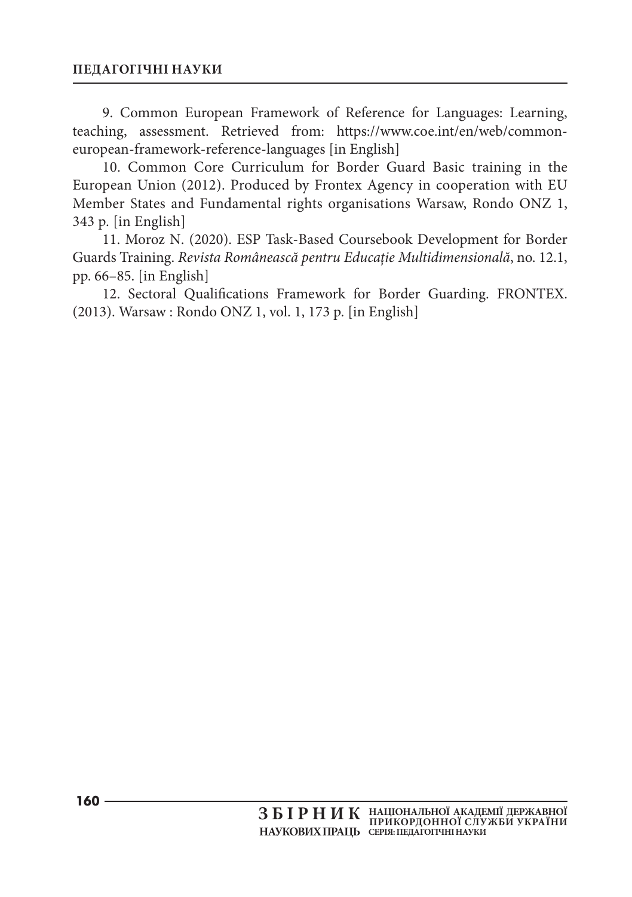9. Common European Framework of Reference for Languages: Learning, teaching, assessment. Retrieved from: https://www.coe.int/en/web/common-european-framework-reference-languages [in English]

10. Common Core Curriculum for Border Guard Basic training in the European Union (2012). Produced by Frontex Agency in cooperation with EU Member States and Fundamental rights organisations Warsaw, Rondo ONZ 1, 343 p. [in English]

11. Moroz N. (2020). ESP Task-Based Coursebook Development for Border Guards Training. *Revista Românească pentru Educaţie Multidimensională*, no. 12.1, pp. 66–85. [in English]

12. Sectoral Qualifications Framework for Border Guarding. FRONTEX. (2013). Warsaw : Rondo ONZ 1, vol. 1, 173 p. [in English]